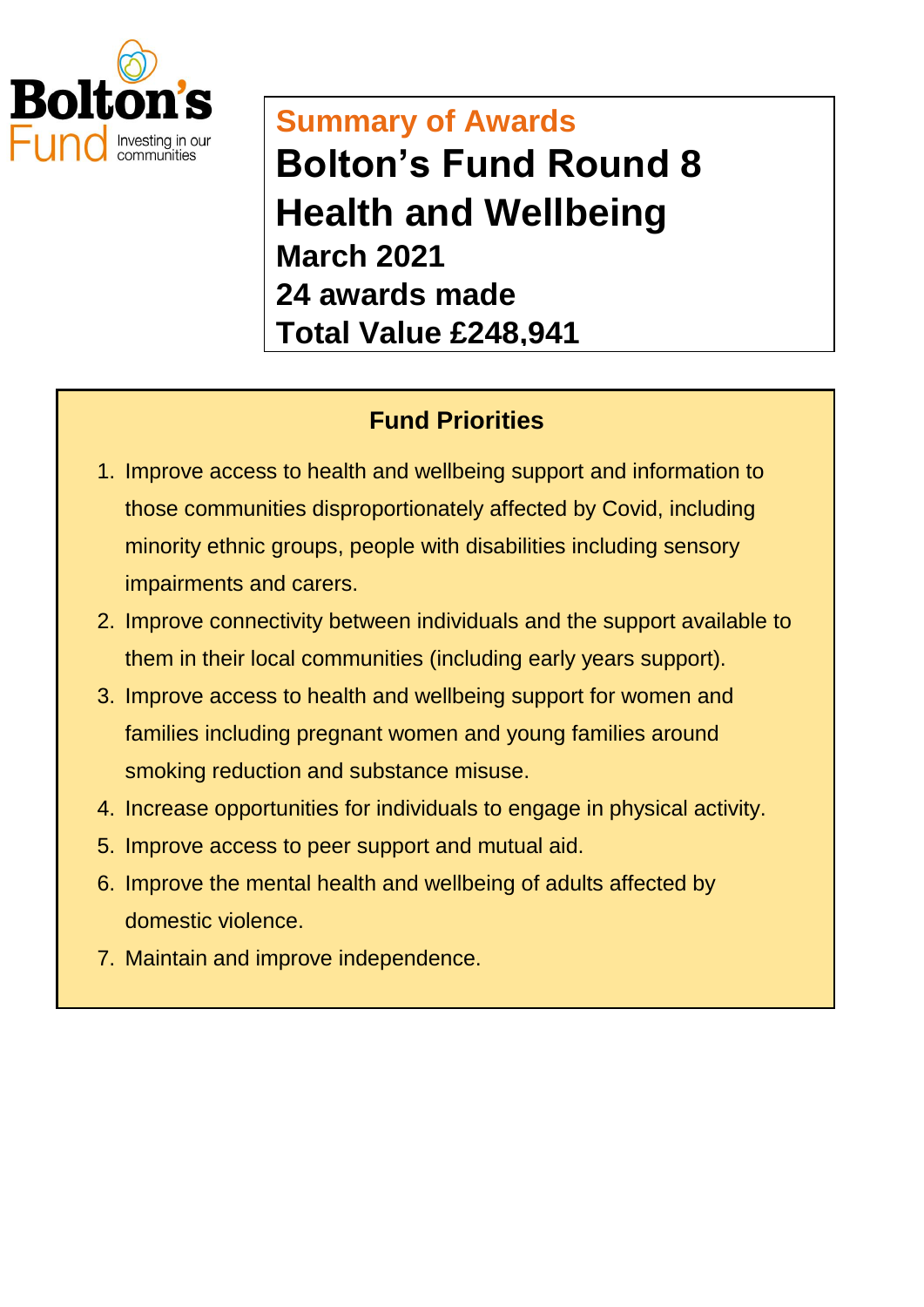Bolton's Fund
Investing in our communities

## Summary of Awards

# Bolton's Fund Round 8
# Health and Wellbeing

### March 2021
### 24 awards made
### Total Value £248,941

## Fund Priorities

1. Improve access to health and wellbeing support and information to those communities disproportionately affected by Covid, including minority ethnic groups, people with disabilities including sensory impairments and carers.
2. Improve connectivity between individuals and the support available to them in their local communities (including early years support).
3. Improve access to health and wellbeing support for women and families including pregnant women and young families around smoking reduction and substance misuse.
4. Increase opportunities for individuals to engage in physical activity.
5. Improve access to peer support and mutual aid.
6. Improve the mental health and wellbeing of adults affected by domestic violence.
7. Maintain and improve independence.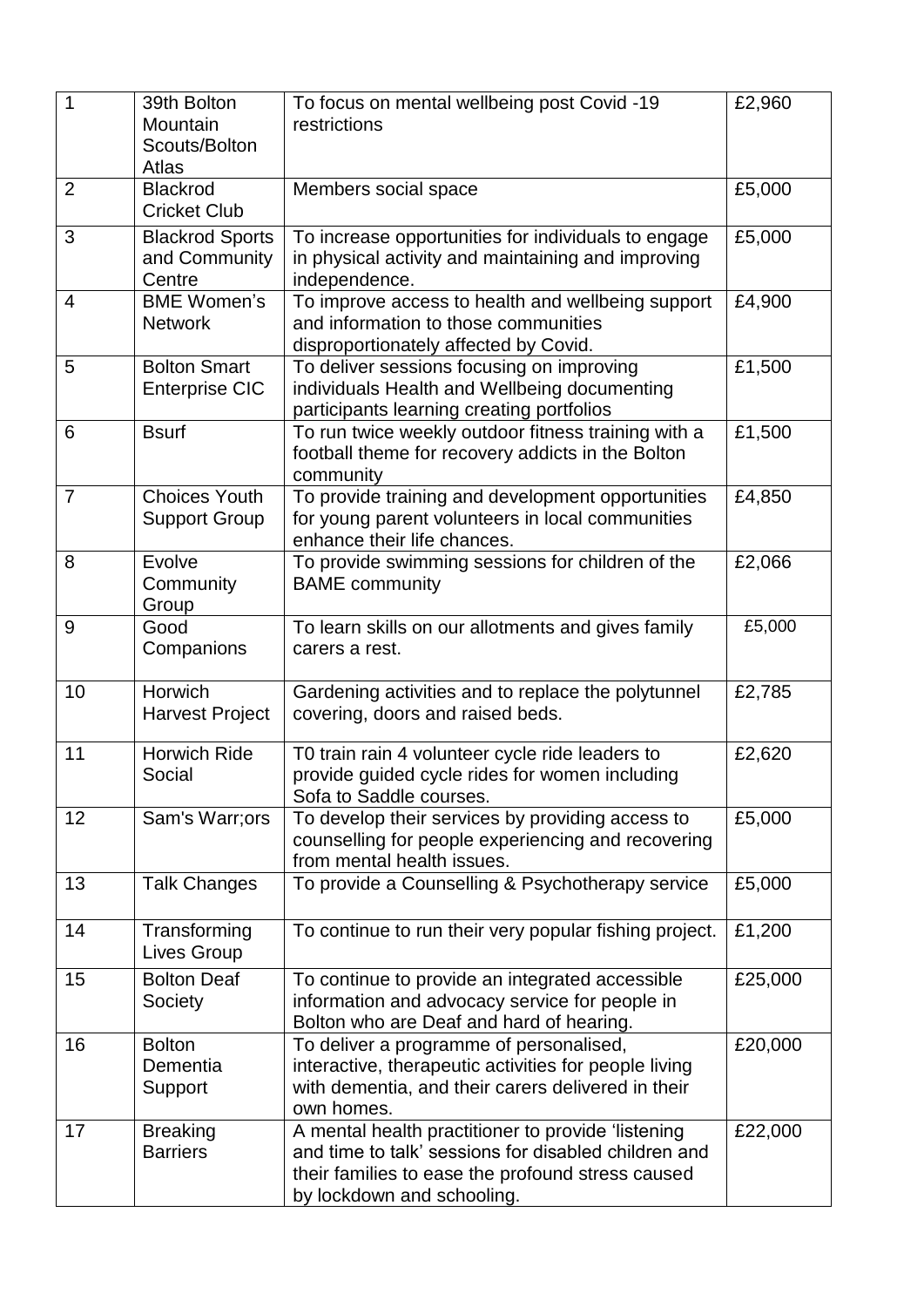| 1 | 39th Bolton Mountain Scouts/Bolton Atlas | To focus on mental wellbeing post Covid -19 restrictions | £2,960 |
|---|---|---|---|
| 2 | Blackrod Cricket Club | Members social space | £5,000 |
| 3 | Blackrod Sports and Community Centre | To increase opportunities for individuals to engage in physical activity and maintaining and improving independence. | £5,000 |
| 4 | BME Women's Network | To improve access to health and wellbeing support and information to those communities disproportionately affected by Covid. | £4,900 |
| 5 | Bolton Smart Enterprise CIC | To deliver sessions focusing on improving individuals Health and Wellbeing documenting participants learning creating portfolios | £1,500 |
| 6 | Bsurf | To run twice weekly outdoor fitness training with a football theme for recovery addicts in the Bolton community | £1,500 |
| 7 | Choices Youth Support Group | To provide training and development opportunities for young parent volunteers in local communities enhance their life chances. | £4,850 |
| 8 | Evolve Community Group | To provide swimming sessions for children of the BAME community | £2,066 |
| 9 | Good Companions | To learn skills on our allotments and gives family carers a rest. | £5,000 |
| 10 | Horwich Harvest Project | Gardening activities and to replace the polytunnel covering, doors and raised beds. | £2,785 |
| 11 | Horwich Ride Social | T0 train rain 4 volunteer cycle ride leaders to provide guided cycle rides for women including Sofa to Saddle courses. | £2,620 |
| 12 | Sam's Warr;ors | To develop their services by providing access to counselling for people experiencing and recovering from mental health issues. | £5,000 |
| 13 | Talk Changes | To provide a Counselling & Psychotherapy service | £5,000 |
| 14 | Transforming Lives Group | To continue to run their very popular fishing project. | £1,200 |
| 15 | Bolton Deaf Society | To continue to provide an integrated accessible information and advocacy service for people in Bolton who are Deaf and hard of hearing. | £25,000 |
| 16 | Bolton Dementia Support | To deliver a programme of personalised, interactive, therapeutic activities for people living with dementia, and their carers delivered in their own homes. | £20,000 |
| 17 | Breaking Barriers | A mental health practitioner to provide 'listening and time to talk' sessions for disabled children and their families to ease the profound stress caused by lockdown and schooling. | £22,000 |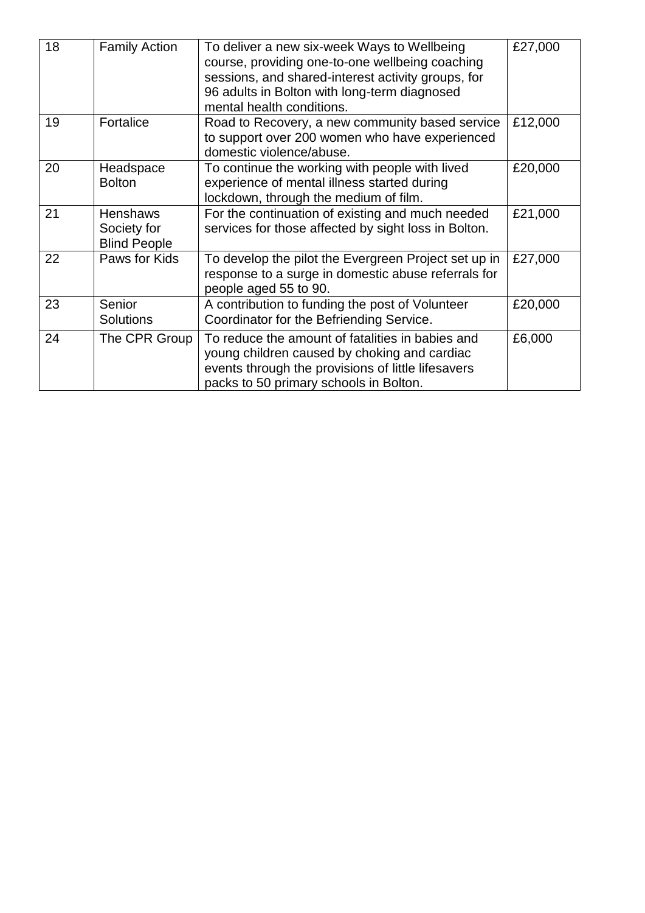| | | | |
|---|---|---|---|
| 18 | Family Action | To deliver a new six-week Ways to Wellbeing course, providing one-to-one wellbeing coaching sessions, and shared-interest activity groups, for 96 adults in Bolton with long-term diagnosed mental health conditions. | £27,000 |
| 19 | Fortalice | Road to Recovery, a new community based service to support over 200 women who have experienced domestic violence/abuse. | £12,000 |
| 20 | Headspace Bolton | To continue the working with people with lived experience of mental illness started during lockdown, through the medium of film. | £20,000 |
| 21 | Henshaws Society for Blind People | For the continuation of existing and much needed services for those affected by sight loss in Bolton. | £21,000 |
| 22 | Paws for Kids | To develop the pilot the Evergreen Project set up in response to a surge in domestic abuse referrals for people aged 55 to 90. | £27,000 |
| 23 | Senior Solutions | A contribution to funding the post of Volunteer Coordinator for the Befriending Service. | £20,000 |
| 24 | The CPR Group | To reduce the amount of fatalities in babies and young children caused by choking and cardiac events through the provisions of little lifesavers packs to 50 primary schools in Bolton. | £6,000 |